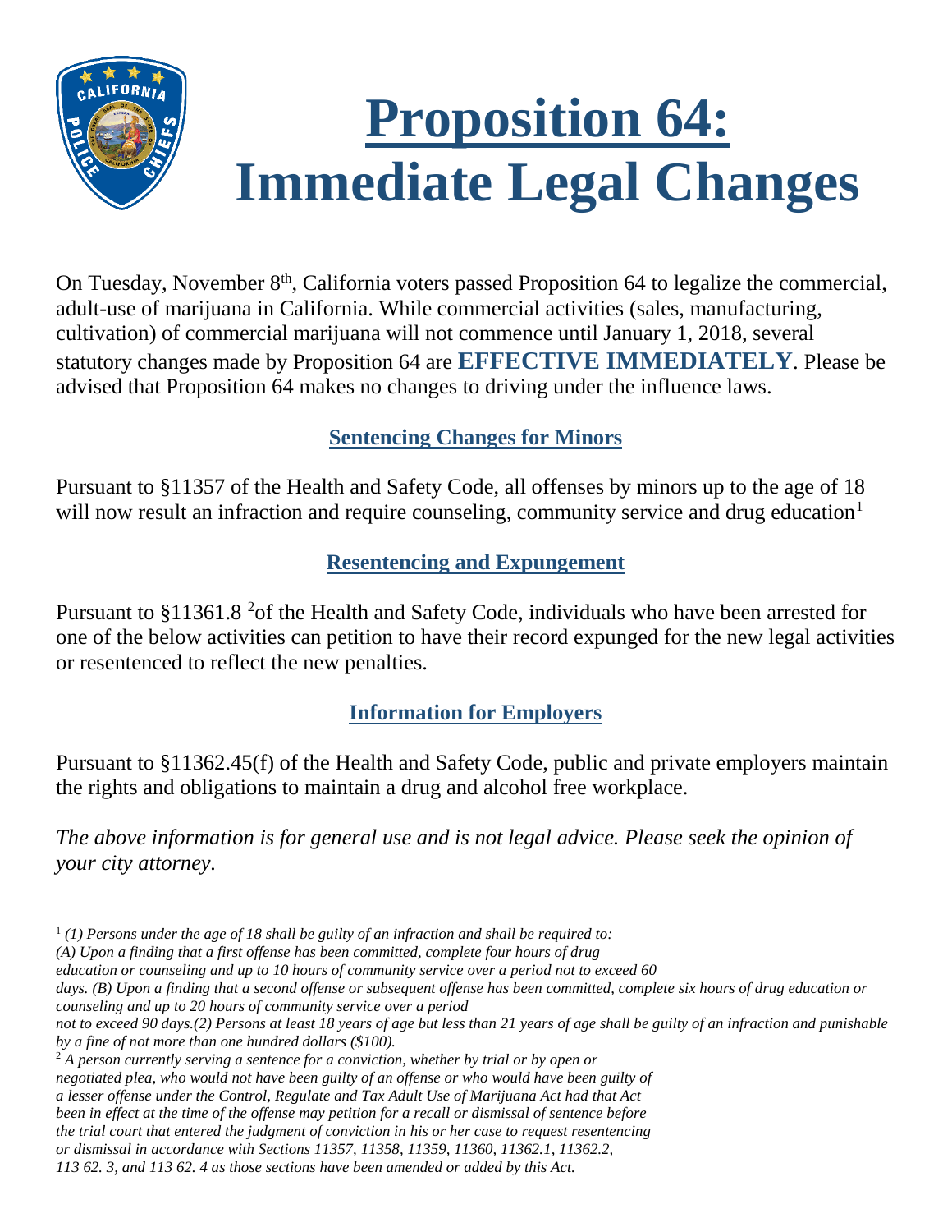# Proposition 64: Immediate Legal Changes

On Tuesday, November 8th, California voters passed Proposition 64 to legalize the commercial, adult-use of marijuana in California. While commercial activities (sales, manufacturing, cultivation) of commercial marijuana will not commence until January 1, 2018, several statutory changes made by Proposition 64 are **EFFECTIVE IMMEDIATELY**. Please be advised that Proposition 64 makes no changes to driving under the influence laws.

## Sentencing Changes for Minors

Pursuant to §11357 of the Health and Safety Code, all offenses by minors up to the age of 18 will now result an infraction and require counseling, community service and drug education[1]

## Resentencing and Expungement

Pursuant to §11361.8 [2]of the Health and Safety Code, individuals who have been arrested for one of the below activities can petition to have their record expunged for the new legal activities or resentenced to reflect the new penalties.

## Information for Employers

Pursuant to §11362.45(f) of the Health and Safety Code, public and private employers maintain the rights and obligations to maintain a drug and alcohol free workplace.

*The above information is for general use and is not legal advice. Please seek the opinion of your city attorney.*

---

[1] *(1) Persons under the age of 18 shall be guilty of an infraction and shall be required to: (A) Upon a finding that a first offense has been committed, complete four hours of drug education or counseling and up to 10 hours of community service over a period not to exceed 60 days. (B) Upon a finding that a second offense or subsequent offense has been committed, complete six hours of drug education or counseling and up to 20 hours of community service over a period not to exceed 90 days.(2) Persons at least 18 years of age but less than 21 years of age shall be guilty of an infraction and punishable by a fine of not more than one hundred dollars ($100).*

[2] *A person currently serving a sentence for a conviction, whether by trial or by open or negotiated plea, who would not have been guilty of an offense or who would have been guilty of a lesser offense under the Control, Regulate and Tax Adult Use of Marijuana Act had that Act been in effect at the time of the offense may petition for a recall or dismissal of sentence before the trial court that entered the judgment of conviction in his or her case to request resentencing or dismissal in accordance with Sections 11357, 11358, 11359, 11360, 11362.1, 11362.2, 113 62. 3, and 113 62. 4 as those sections have been amended or added by this Act.*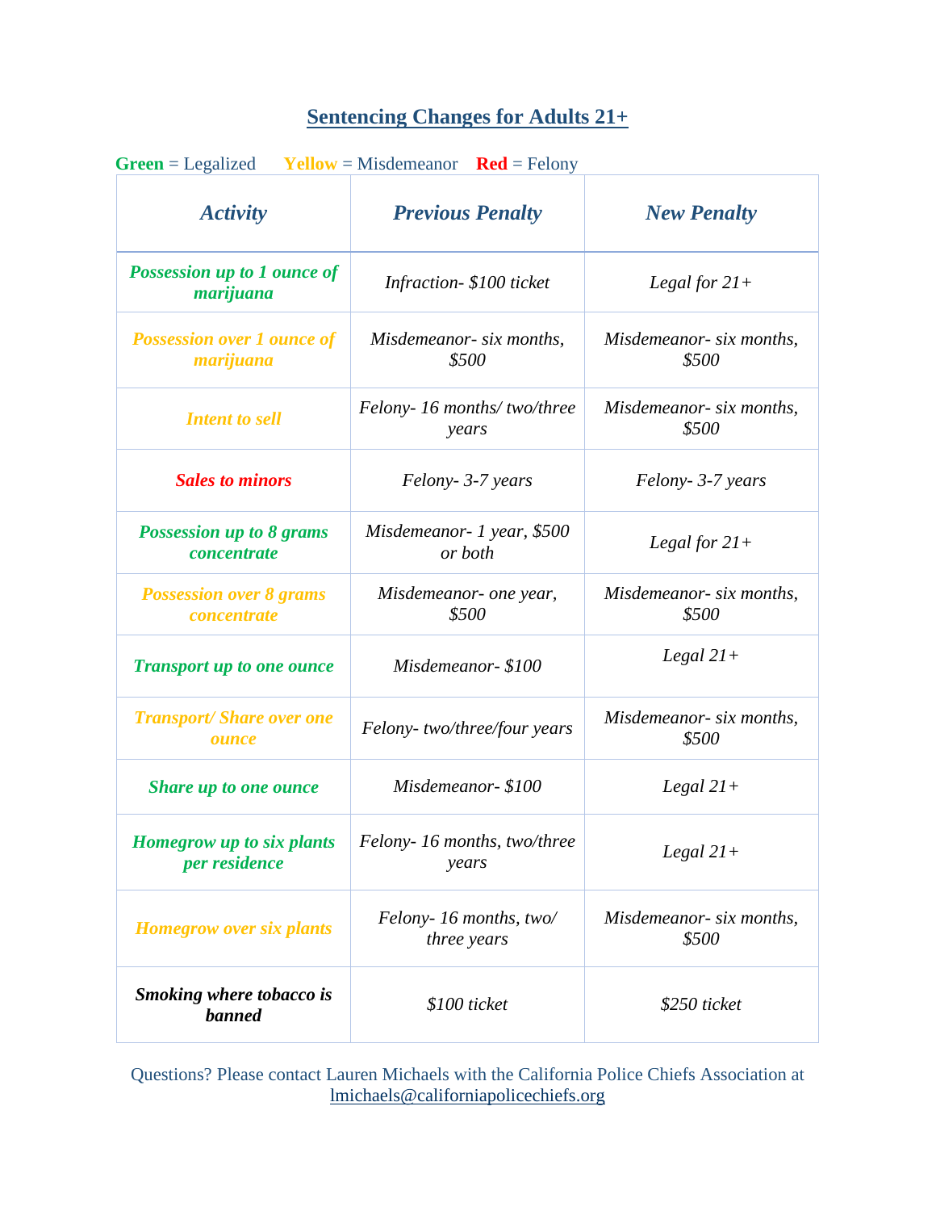## Sentencing Changes for Adults 21+

**Green** = Legalized **Yellow** = Misdemeanor **Red** = Felony

| *Activity* | *Previous Penalty* | *New Penalty* |
|---|---|---|
| ***Possession up to 1 ounce of marijuana*** | *Infraction- $100 ticket* | *Legal for 21+* |
| ***Possession over 1 ounce of marijuana*** | *Misdemeanor- six months, $500* | *Misdemeanor- six months, $500* |
| ***Intent to sell*** | *Felony- 16 months/ two/three years* | *Misdemeanor- six months, $500* |
| ***Sales to minors*** | *Felony- 3-7 years* | *Felony- 3-7 years* |
| ***Possession up to 8 grams concentrate*** | *Misdemeanor- 1 year, $500 or both* | *Legal for 21+* |
| ***Possession over 8 grams concentrate*** | *Misdemeanor- one year, $500* | *Misdemeanor- six months, $500* |
| ***Transport up to one ounce*** | *Misdemeanor- $100* | *Legal 21+* |
| ***Transport/ Share over one ounce*** | *Felony- two/three/four years* | *Misdemeanor- six months, $500* |
| ***Share up to one ounce*** | *Misdemeanor- $100* | *Legal 21+* |
| ***Homegrow up to six plants per residence*** | *Felony- 16 months, two/three years* | *Legal 21+* |
| ***Homegrow over six plants*** | *Felony- 16 months, two/ three years* | *Misdemeanor- six months, $500* |
| ***Smoking where tobacco is banned*** | *$100 ticket* | *$250 ticket* |

Questions? Please contact Lauren Michaels with the California Police Chiefs Association at lmichaels@californiapolicechiefs.org